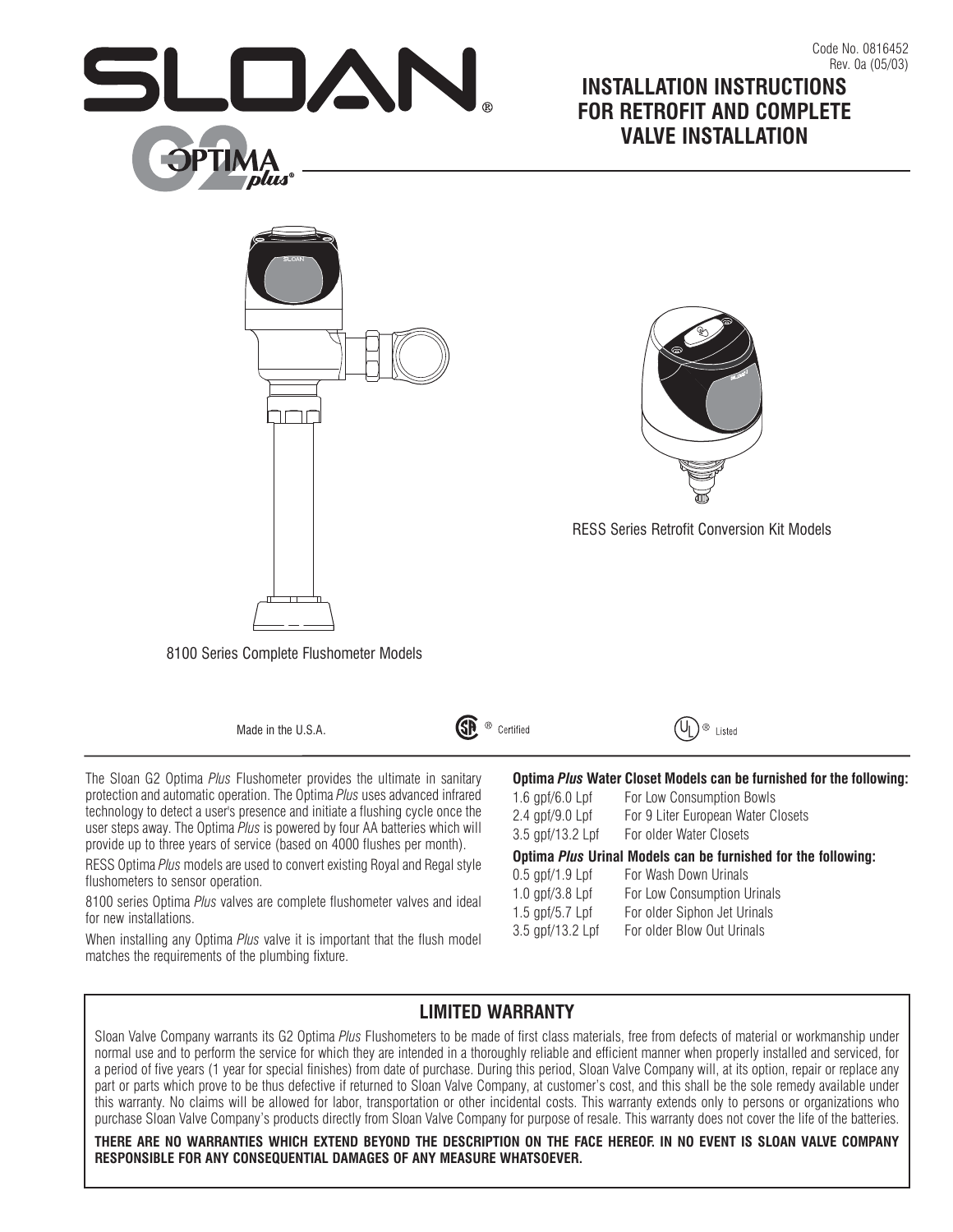Code No. 0816452
Rev. 0a (05/03)

# SLOAN

G2 OPTIMA *plus*®

## INSTALLATION INSTRUCTIONS FOR RETROFIT AND COMPLETE VALVE INSTALLATION

8100 Series Complete Flushometer Models

RESS Series Retrofit Conversion Kit Models

Made in the U.S.A.   CSA® Certified   UL® Listed

The Sloan G2 Optima *Plus* Flushometer provides the ultimate in sanitary protection and automatic operation. The Optima *Plus* uses advanced infrared technology to detect a user's presence and initiate a flushing cycle once the user steps away. The Optima *Plus* is powered by four AA batteries which will provide up to three years of service (based on 4000 flushes per month).

RESS Optima *Plus* models are used to convert existing Royal and Regal style flushometers to sensor operation.

8100 series Optima *Plus* valves are complete flushometer valves and ideal for new installations.

When installing any Optima *Plus* valve it is important that the flush model matches the requirements of the plumbing fixture.

**Optima *Plus* Water Closet Models can be furnished for the following:**

| | |
|---|---|
| 1.6 gpf/6.0 Lpf | For Low Consumption Bowls |
| 2.4 gpf/9.0 Lpf | For 9 Liter European Water Closets |
| 3.5 gpf/13.2 Lpf | For older Water Closets |

**Optima *Plus* Urinal Models can be furnished for the following:**

| | |
|---|---|
| 0.5 gpf/1.9 Lpf | For Wash Down Urinals |
| 1.0 gpf/3.8 Lpf | For Low Consumption Urinals |
| 1.5 gpf/5.7 Lpf | For older Siphon Jet Urinals |
| 3.5 gpf/13.2 Lpf | For older Blow Out Urinals |

## LIMITED WARRANTY

Sloan Valve Company warrants its G2 Optima *Plus* Flushometers to be made of first class materials, free from defects of material or workmanship under normal use and to perform the service for which they are intended in a thoroughly reliable and efficient manner when properly installed and serviced, for a period of five years (1 year for special finishes) from date of purchase. During this period, Sloan Valve Company will, at its option, repair or replace any part or parts which prove to be thus defective if returned to Sloan Valve Company, at customer's cost, and this shall be the sole remedy available under this warranty. No claims will be allowed for labor, transportation or other incidental costs. This warranty extends only to persons or organizations who purchase Sloan Valve Company's products directly from Sloan Valve Company for purpose of resale. This warranty does not cover the life of the batteries.

**THERE ARE NO WARRANTIES WHICH EXTEND BEYOND THE DESCRIPTION ON THE FACE HEREOF. IN NO EVENT IS SLOAN VALVE COMPANY RESPONSIBLE FOR ANY CONSEQUENTIAL DAMAGES OF ANY MEASURE WHATSOEVER.**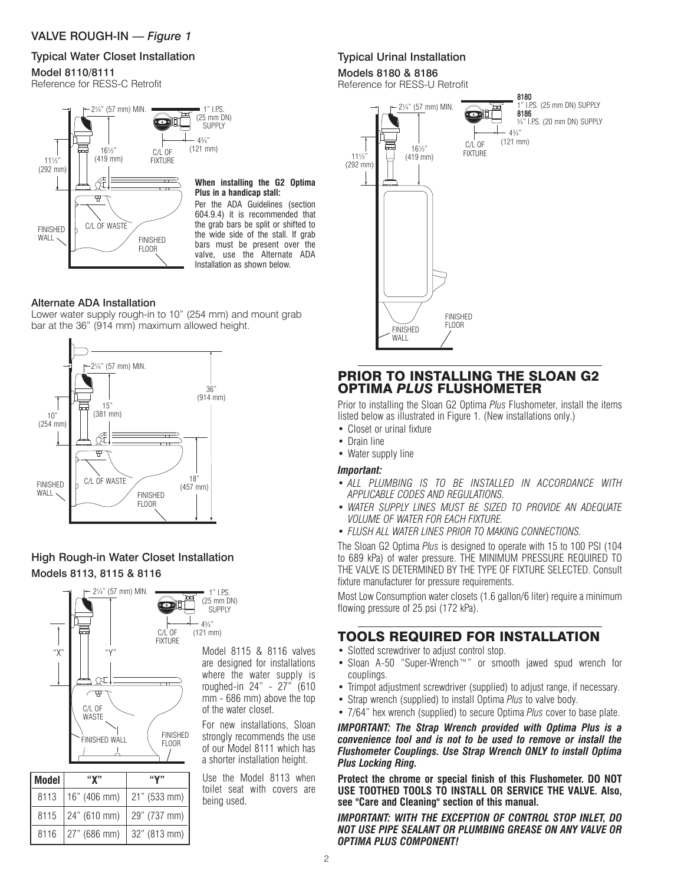## VALVE ROUGH-IN — *Figure 1*

### Typical Water Closet Installation

**Model 8110/8111**

Reference for RESS-C Retrofit

2¼" (57 mm) MIN.

1" I.P.S. (25 mm DN) SUPPLY

4¾" (121 mm)

16½" (419 mm)

C/L OF FIXTURE

11½" (292 mm)

C/L OF WASTE

FINISHED WALL

FINISHED FLOOR

**When installing the G2 Optima Plus in a handicap stall:**

Per the ADA Guidelines (section 604.9.4) it is recommended that the grab bars be split or shifted to the wide side of the stall. If grab bars must be present over the valve, use the Alternate ADA Installation as shown below.

### Alternate ADA Installation

Lower water supply rough-in to 10" (254 mm) and mount grab bar at the 36" (914 mm) maximum allowed height.

2¼" (57 mm) MIN.

36" (914 mm)

15" (381 mm)

10" (254 mm)

C/L OF WASTE

18" (457 mm)

FINISHED WALL

FINISHED FLOOR

### High Rough-in Water Closet Installation

**Models 8113, 8115 & 8116**

2¼" (57 mm) MIN.

1" I.P.S. (25 mm DN) SUPPLY

4¾" (121 mm)

C/L OF FIXTURE

"X"

"Y"

C/L OF WASTE

FINISHED WALL

FINISHED FLOOR

| Model | "X" | "Y" |
|---|---|---|
| 8113 | 16" (406 mm) | 21" (533 mm) |
| 8115 | 24" (610 mm) | 29" (737 mm) |
| 8116 | 27" (686 mm) | 32" (813 mm) |

Model 8115 & 8116 valves are designed for installations where the water supply is roughed-in 24" - 27" (610 mm - 686 mm) above the top of the water closet.

For new installations, Sloan strongly recommends the use of our Model 8111 which has a shorter installation height.

Use the Model 8113 when toilet seat with covers are being used.

### Typical Urinal Installation

**Models 8180 & 8186**

Reference for RESS-U Retrofit

2¼" (57 mm) MIN.

**8180**
1" I.P.S. (25 mm DN) SUPPLY
**8186**
¾" I.P.S. (20 mm DN) SUPPLY

4¾" (121 mm)

C/L OF FIXTURE

16½" (419 mm)

11½" (292 mm)

FINISHED WALL

FINISHED FLOOR

## PRIOR TO INSTALLING THE SLOAN G2 OPTIMA *PLUS* FLUSHOMETER

Prior to installing the Sloan G2 Optima *Plus* Flushometer, install the items listed below as illustrated in Figure 1. (New installations only.)

- Closet or urinal fixture
- Drain line
- Water supply line

***Important:***

- *ALL PLUMBING IS TO BE INSTALLED IN ACCORDANCE WITH APPLICABLE CODES AND REGULATIONS.*
- *WATER SUPPLY LINES MUST BE SIZED TO PROVIDE AN ADEQUATE VOLUME OF WATER FOR EACH FIXTURE.*
- *FLUSH ALL WATER LINES PRIOR TO MAKING CONNECTIONS.*

The Sloan G2 Optima *Plus* is designed to operate with 15 to 100 PSI (104 to 689 kPa) of water pressure. THE MINIMUM PRESSURE REQUIRED TO THE VALVE IS DETERMINED BY THE TYPE OF FIXTURE SELECTED. Consult fixture manufacturer for pressure requirements.

Most Low Consumption water closets (1.6 gallon/6 liter) require a minimum flowing pressure of 25 psi (172 kPa).

## TOOLS REQUIRED FOR INSTALLATION

- Slotted screwdriver to adjust control stop.
- Sloan A-50 "Super-Wrench™" or smooth jawed spud wrench for couplings.
- Trimpot adjustment screwdriver (supplied) to adjust range, if necessary.
- Strap wrench (supplied) to install Optima *Plus* to valve body.
- 7/64" hex wrench (supplied) to secure Optima *Plus* cover to base plate.

***IMPORTANT: The Strap Wrench provided with Optima Plus is a convenience tool and is not to be used to remove or install the Flushometer Couplings. Use Strap Wrench ONLY to install Optima Plus Locking Ring.***

**Protect the chrome or special finish of this Flushometer. DO NOT USE TOOTHED TOOLS TO INSTALL OR SERVICE THE VALVE. Also, see "Care and Cleaning" section of this manual.**

***IMPORTANT: WITH THE EXCEPTION OF CONTROL STOP INLET, DO NOT USE PIPE SEALANT OR PLUMBING GREASE ON ANY VALVE OR OPTIMA PLUS COMPONENT!***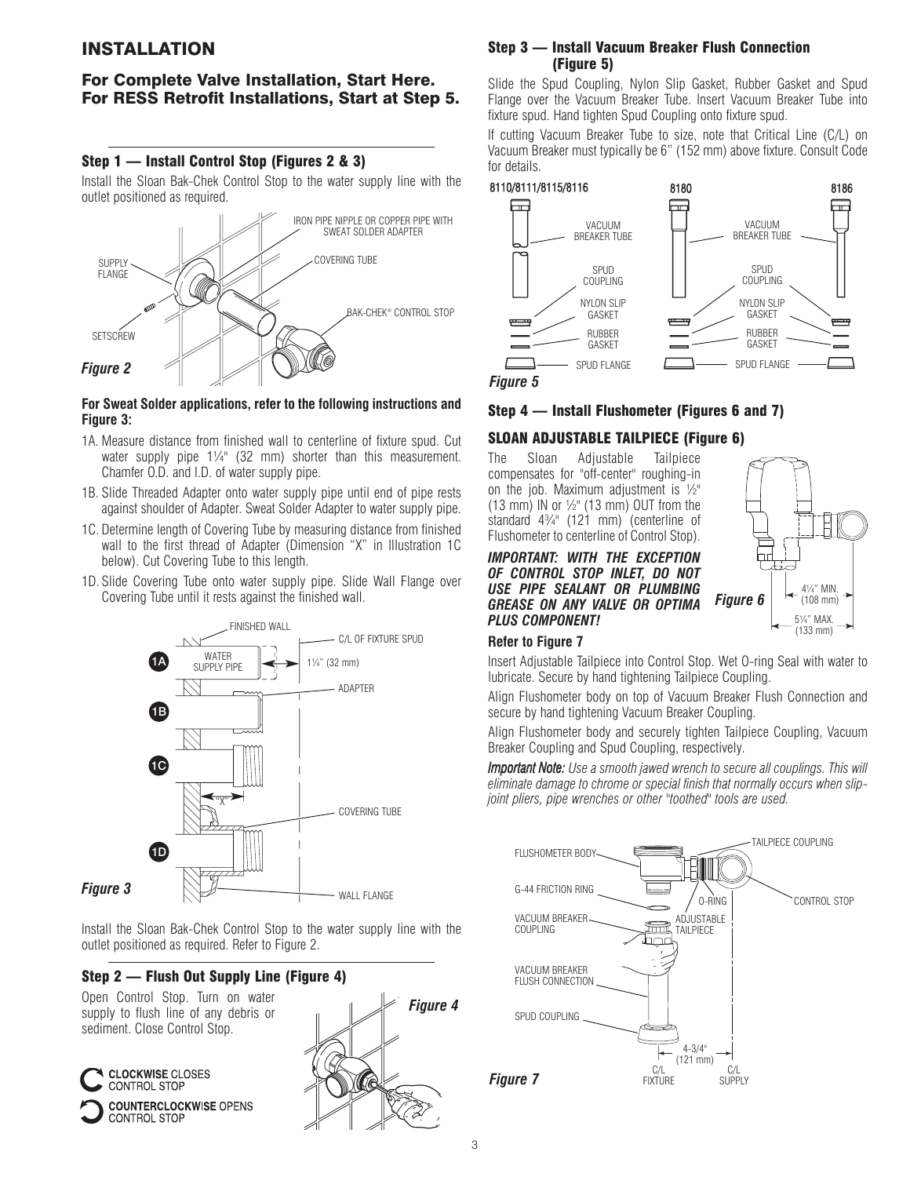# INSTALLATION

## For Complete Valve Installation, Start Here. For RESS Retrofit Installations, Start at Step 5.

### Step 1 — Install Control Stop (Figures 2 & 3)

Install the Sloan Bak-Chek Control Stop to the water supply line with the outlet positioned as required.

*Figure 2*

**For Sweat Solder applications, refer to the following instructions and Figure 3:**

1A. Measure distance from finished wall to centerline of fixture spud. Cut water supply pipe 1¼" (32 mm) shorter than this measurement. Chamfer O.D. and I.D. of water supply pipe.

1B. Slide Threaded Adapter onto water supply pipe until end of pipe rests against shoulder of Adapter. Sweat Solder Adapter to water supply pipe.

1C. Determine length of Covering Tube by measuring distance from finished wall to the first thread of Adapter (Dimension "X" in Illustration 1C below). Cut Covering Tube to this length.

1D. Slide Covering Tube onto water supply pipe. Slide Wall Flange over Covering Tube until it rests against the finished wall.

*Figure 3*

Install the Sloan Bak-Chek Control Stop to the water supply line with the outlet positioned as required. Refer to Figure 2.

### Step 2 — Flush Out Supply Line (Figure 4)

Open Control Stop. Turn on water supply to flush line of any debris or sediment. Close Control Stop.

**CLOCKWISE** CLOSES CONTROL STOP

**COUNTERCLOCKWISE** OPENS CONTROL STOP

*Figure 4*

### Step 3 — Install Vacuum Breaker Flush Connection (Figure 5)

Slide the Spud Coupling, Nylon Slip Gasket, Rubber Gasket and Spud Flange over the Vacuum Breaker Tube. Insert Vacuum Breaker Tube into fixture spud. Hand tighten Spud Coupling onto fixture spud.

If cutting Vacuum Breaker Tube to size, note that Critical Line (C/L) on Vacuum Breaker must typically be 6" (152 mm) above fixture. Consult Code for details.

*Figure 5*

### Step 4 — Install Flushometer (Figures 6 and 7)

#### SLOAN ADJUSTABLE TAILPIECE (Figure 6)

The Sloan Adjustable Tailpiece compensates for "off-center" roughing-in on the job. Maximum adjustment is ½" (13 mm) IN or ½" (13 mm) OUT from the standard 4¾" (121 mm) (centerline of Flushometer to centerline of Control Stop).

***IMPORTANT: WITH THE EXCEPTION OF CONTROL STOP INLET, DO NOT USE PIPE SEALANT OR PLUMBING GREASE ON ANY VALVE OR OPTIMA PLUS COMPONENT!***

*Figure 6*

**Refer to Figure 7**

Insert Adjustable Tailpiece into Control Stop. Wet O-ring Seal with water to lubricate. Secure by hand tightening Tailpiece Coupling.

Align Flushometer body on top of Vacuum Breaker Flush Connection and secure by hand tightening Vacuum Breaker Coupling.

Align Flushometer body and securely tighten Tailpiece Coupling, Vacuum Breaker Coupling and Spud Coupling, respectively.

***Important Note:*** *Use a smooth jawed wrench to secure all couplings. This will eliminate damage to chrome or special finish that normally occurs when slip-joint pliers, pipe wrenches or other "toothed" tools are used.*

*Figure 7*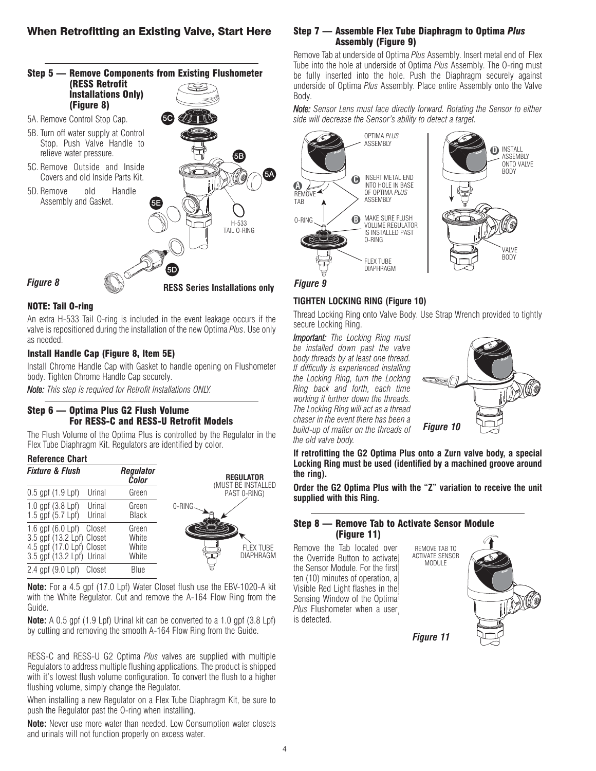## When Retrofitting an Existing Valve, Start Here

### Step 5 — Remove Components from Existing Flushometer (RESS Retrofit Installations Only) (Figure 8)

5A. Remove Control Stop Cap.

5B. Turn off water supply at Control Stop. Push Valve Handle to relieve water pressure.

5C. Remove Outside and Inside Covers and old Inside Parts Kit.

5D. Remove old Handle Assembly and Gasket.

5C

5B

5A

5E

H-533 TAIL O-RING

5D

*Figure 8*

**RESS Series Installations only**

#### NOTE: Tail O-ring

An extra H-533 Tail O-ring is included in the event leakage occurs if the valve is repositioned during the installation of the new Optima *Plus*. Use only as needed.

#### Install Handle Cap (Figure 8, Item 5E)

Install Chrome Handle Cap with Gasket to handle opening on Flushometer body. Tighten Chrome Handle Cap securely.

***Note:*** *This step is required for Retrofit Installations ONLY.*

### Step 6 — Optima Plus G2 Flush Volume For RESS-C and RESS-U Retrofit Models

The Flush Volume of the Optima Plus is controlled by the Regulator in the Flex Tube Diaphragm Kit. Regulators are identified by color.

#### Reference Chart

| *Fixture & Flush* | | *Regulator Color* |
|---|---|---|
| 0.5 gpf (1.9 Lpf) | Urinal | Green |
| 1.0 gpf (3.8 Lpf) | Urinal | Green |
| 1.5 gpf (5.7 Lpf) | Urinal | Black |
| 1.6 gpf (6.0 Lpf) | Closet | Green |
| 3.5 gpf (13.2 Lpf) | Closet | White |
| 4.5 gpf (17.0 Lpf) | Closet | White |
| 3.5 gpf (13.2 Lpf) | Urinal | White |
| 2.4 gpf (9.0 Lpf) | Closet | Blue |

**REGULATOR** (MUST BE INSTALLED PAST O-RING)

O-RING

FLEX TUBE DIAPHRAGM

**Note:** For a 4.5 gpf (17.0 Lpf) Water Closet flush use the EBV-1020-A kit with the White Regulator. Cut and remove the A-164 Flow Ring from the Guide.

**Note:** A 0.5 gpf (1.9 Lpf) Urinal kit can be converted to a 1.0 gpf (3.8 Lpf) by cutting and removing the smooth A-164 Flow Ring from the Guide.

RESS-C and RESS-U G2 Optima *Plus* valves are supplied with multiple Regulators to address multiple flushing applications. The product is shipped with it's lowest flush volume configuration. To convert the flush to a higher flushing volume, simply change the Regulator.

When installing a new Regulator on a Flex Tube Diaphragm Kit, be sure to push the Regulator past the O-ring when installing.

**Note:** Never use more water than needed. Low Consumption water closets and urinals will not function properly on excess water.

### Step 7 — Assemble Flex Tube Diaphragm to Optima *Plus* Assembly (Figure 9)

Remove Tab at underside of Optima *Plus* Assembly. Insert metal end of Flex Tube into the hole at underside of Optima *Plus* Assembly. The O-ring must be fully inserted into the hole. Push the Diaphragm securely against underside of Optima *Plus* Assembly. Place entire Assembly onto the Valve Body.

***Note:*** *Sensor Lens must face directly forward. Rotating the Sensor to either side will decrease the Sensor's ability to detect a target.*

OPTIMA *PLUS* ASSEMBLY

A REMOVE TAB

C INSERT METAL END INTO HOLE IN BASE OF OPTIMA *PLUS* ASSEMBLY

O-RING

B MAKE SURE FLUSH VOLUME REGULATOR IS INSTALLED PAST O-RING

FLEX TUBE DIAPHRAGM

D INSTALL ASSEMBLY ONTO VALVE BODY

VALVE BODY

*Figure 9*

#### TIGHTEN LOCKING RING (Figure 10)

Thread Locking Ring onto Valve Body. Use Strap Wrench provided to tightly secure Locking Ring.

***Important:*** *The Locking Ring must be installed down past the valve body threads by at least one thread. If difficulty is experienced installing the Locking Ring, turn the Locking Ring back and forth, each time working it further down the threads. The Locking Ring will act as a thread chaser in the event there has been a build-up of matter on the threads of the old valve body.*

*Figure 10*

**If retrofitting the G2 Optima Plus onto a Zurn valve body, a special Locking Ring must be used (identified by a machined groove around the ring).**

**Order the G2 Optima Plus with the "Z" variation to receive the unit supplied with this Ring.**

### Step 8 — Remove Tab to Activate Sensor Module (Figure 11)

Remove the Tab located over the Override Button to activate the Sensor Module. For the first ten (10) minutes of operation, a Visible Red Light flashes in the Sensing Window of the Optima *Plus* Flushometer when a user is detected.

REMOVE TAB TO ACTIVATE SENSOR MODULE

*Figure 11*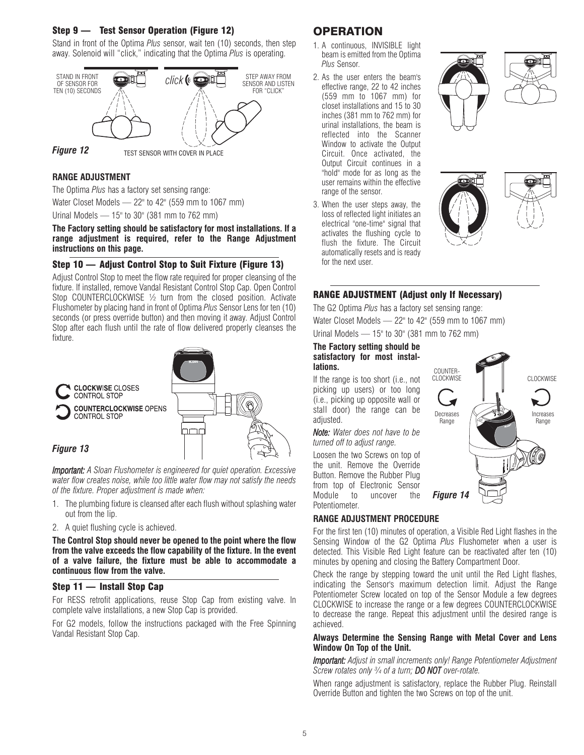### Step 9 — Test Sensor Operation (Figure 12)

Stand in front of the Optima *Plus* sensor, wait ten (10) seconds, then step away. Solenoid will "click," indicating that the Optima *Plus* is operating.

STAND IN FRONT OF SENSOR FOR TEN (10) SECONDS

*click*

STEP AWAY FROM SENSOR AND LISTEN FOR "CLICK"

***Figure 12*** TEST SENSOR WITH COVER IN PLACE

**RANGE ADJUSTMENT**

The Optima *Plus* has a factory set sensing range:

Water Closet Models — 22" to 42" (559 mm to 1067 mm)

Urinal Models — 15" to 30" (381 mm to 762 mm)

**The Factory setting should be satisfactory for most installations. If a range adjustment is required, refer to the Range Adjustment instructions on this page.**

### Step 10 — Adjust Control Stop to Suit Fixture (Figure 13)

Adjust Control Stop to meet the flow rate required for proper cleansing of the fixture. If installed, remove Vandal Resistant Control Stop Cap. Open Control Stop COUNTERCLOCKWISE ½ turn from the closed position. Activate Flushometer by placing hand in front of Optima *Plus* Sensor Lens for ten (10) seconds (or press override button) and then moving it away. Adjust Control Stop after each flush until the rate of flow delivered properly cleanses the fixture.

**CLOCKWISE** CLOSES CONTROL STOP

**COUNTERCLOCKWISE** OPENS CONTROL STOP

***Figure 13***

***Important:*** *A Sloan Flushometer is engineered for quiet operation. Excessive water flow creates noise, while too little water flow may not satisfy the needs of the fixture. Proper adjustment is made when:*

1. The plumbing fixture is cleansed after each flush without splashing water out from the lip.
2. A quiet flushing cycle is achieved.

**The Control Stop should never be opened to the point where the flow from the valve exceeds the flow capability of the fixture. In the event of a valve failure, the fixture must be able to accommodate a continuous flow from the valve.**

### Step 11 — Install Stop Cap

For RESS retrofit applications, reuse Stop Cap from existing valve. In complete valve installations, a new Stop Cap is provided.

For G2 models, follow the instructions packaged with the Free Spinning Vandal Resistant Stop Cap.

## OPERATION

1. A continuous, INVISIBLE light beam is emitted from the Optima *Plus* Sensor.
2. As the user enters the beam's effective range, 22 to 42 inches (559 mm to 1067 mm) for closet installations and 15 to 30 inches (381 mm to 762 mm) for urinal installations, the beam is reflected into the Scanner Window to activate the Output Circuit. Once activated, the Output Circuit continues in a "hold" mode for as long as the user remains within the effective range of the sensor.
3. When the user steps away, the loss of reflected light initiates an electrical "one-time" signal that activates the flushing cycle to flush the fixture. The Circuit automatically resets and is ready for the next user.

### RANGE ADJUSTMENT (Adjust only If Necessary)

The G2 Optima *Plus* has a factory set sensing range:

Water Closet Models — 22" to 42" (559 mm to 1067 mm)

Urinal Models — 15" to 30" (381 mm to 762 mm)

**The Factory setting should be satisfactory for most installations.**

If the range is too short (i.e., not picking up users) or too long (i.e., picking up opposite wall or stall door) the range can be adjusted.

***Note:*** *Water does not have to be turned off to adjust range.*

Loosen the two Screws on top of the unit. Remove the Override Button. Remove the Rubber Plug from top of Electronic Sensor Module to uncover the Potentiometer.

COUNTER-CLOCKWISE — Decreases Range

CLOCKWISE — Increases Range

***Figure 14***

**RANGE ADJUSTMENT PROCEDURE**

For the first ten (10) minutes of operation, a Visible Red Light flashes in the Sensing Window of the G2 Optima *Plus* Flushometer when a user is detected. This Visible Red Light feature can be reactivated after ten (10) minutes by opening and closing the Battery Compartment Door.

Check the range by stepping toward the unit until the Red Light flashes, indicating the Sensor's maximum detection limit. Adjust the Range Potentiometer Screw located on top of the Sensor Module a few degrees CLOCKWISE to increase the range or a few degrees COUNTERCLOCKWISE to decrease the range. Repeat this adjustment until the desired range is achieved.

**Always Determine the Sensing Range with Metal Cover and Lens Window On Top of the Unit.**

***Important:*** *Adjust in small increments only! Range Potentiometer Adjustment Screw rotates only ¾ of a turn;* ***DO NOT*** *over-rotate.*

When range adjustment is satisfactory, replace the Rubber Plug. Reinstall Override Button and tighten the two Screws on top of the unit.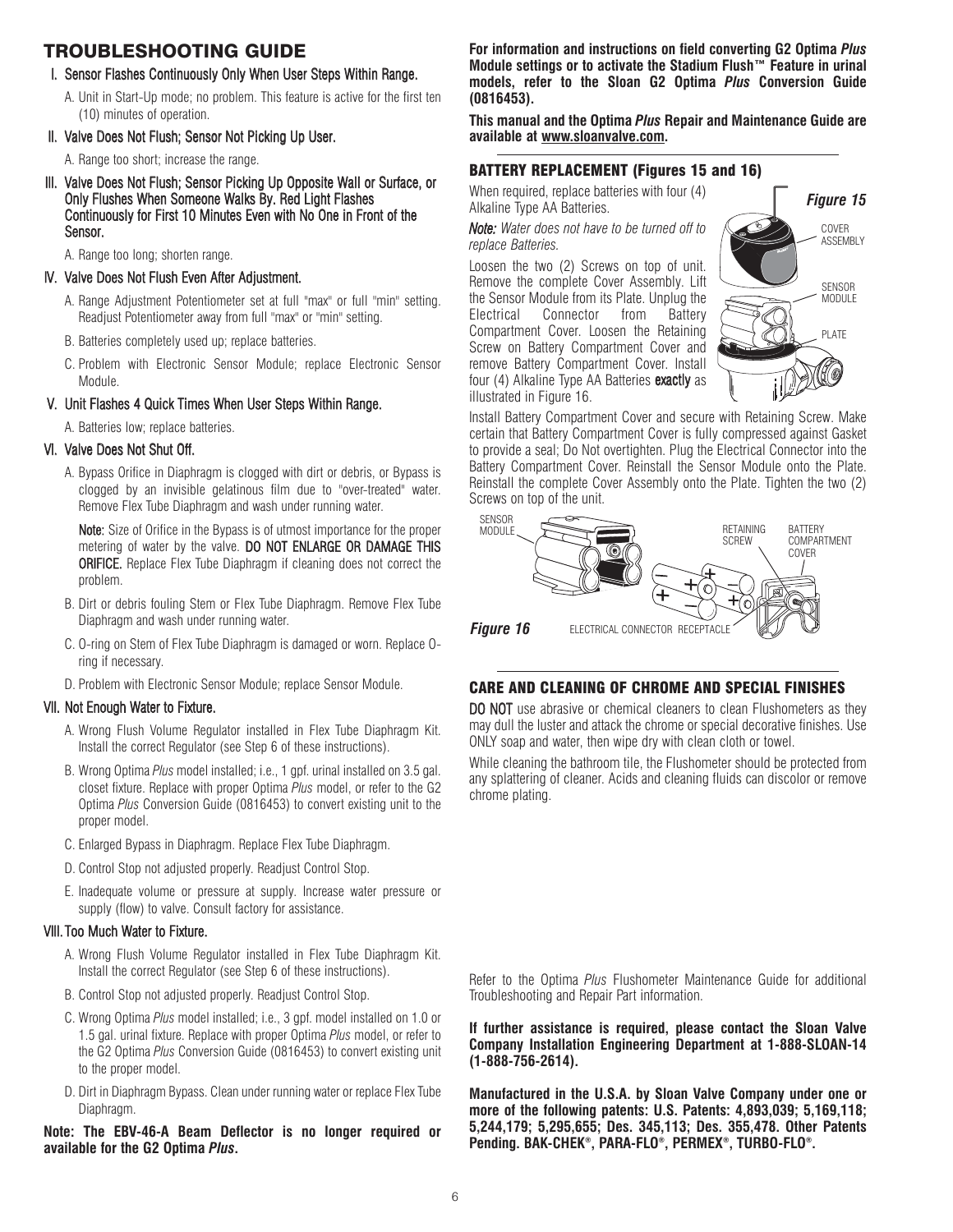## TROUBLESHOOTING GUIDE

**I. Sensor Flashes Continuously Only When User Steps Within Range.**

A. Unit in Start-Up mode; no problem. This feature is active for the first ten (10) minutes of operation.

**II. Valve Does Not Flush; Sensor Not Picking Up User.**

A. Range too short; increase the range.

**III. Valve Does Not Flush; Sensor Picking Up Opposite Wall or Surface, or Only Flushes When Someone Walks By. Red Light Flashes Continuously for First 10 Minutes Even with No One in Front of the Sensor.**

A. Range too long; shorten range.

**IV. Valve Does Not Flush Even After Adjustment.**

A. Range Adjustment Potentiometer set at full "max" or full "min" setting. Readjust Potentiometer away from full "max" or "min" setting.

B. Batteries completely used up; replace batteries.

C. Problem with Electronic Sensor Module; replace Electronic Sensor Module.

**V. Unit Flashes 4 Quick Times When User Steps Within Range.**

A. Batteries low; replace batteries.

**VI. Valve Does Not Shut Off.**

A. Bypass Orifice in Diaphragm is clogged with dirt or debris, or Bypass is clogged by an invisible gelatinous film due to "over-treated" water. Remove Flex Tube Diaphragm and wash under running water.

**Note:** Size of Orifice in the Bypass is of utmost importance for the proper metering of water by the valve. **DO NOT ENLARGE OR DAMAGE THIS ORIFICE.** Replace Flex Tube Diaphragm if cleaning does not correct the problem.

B. Dirt or debris fouling Stem or Flex Tube Diaphragm. Remove Flex Tube Diaphragm and wash under running water.

C. O-ring on Stem of Flex Tube Diaphragm is damaged or worn. Replace O-ring if necessary.

D. Problem with Electronic Sensor Module; replace Sensor Module.

**VII. Not Enough Water to Fixture.**

A. Wrong Flush Volume Regulator installed in Flex Tube Diaphragm Kit. Install the correct Regulator (see Step 6 of these instructions).

B. Wrong Optima *Plus* model installed; i.e., 1 gpf. urinal installed on 3.5 gal. closet fixture. Replace with proper Optima *Plus* model, or refer to the G2 Optima *Plus* Conversion Guide (0816453) to convert existing unit to the proper model.

C. Enlarged Bypass in Diaphragm. Replace Flex Tube Diaphragm.

D. Control Stop not adjusted properly. Readjust Control Stop.

E. Inadequate volume or pressure at supply. Increase water pressure or supply (flow) to valve. Consult factory for assistance.

**VIII. Too Much Water to Fixture.**

A. Wrong Flush Volume Regulator installed in Flex Tube Diaphragm Kit. Install the correct Regulator (see Step 6 of these instructions).

B. Control Stop not adjusted properly. Readjust Control Stop.

C. Wrong Optima *Plus* model installed; i.e., 3 gpf. model installed on 1.0 or 1.5 gal. urinal fixture. Replace with proper Optima *Plus* model, or refer to the G2 Optima *Plus* Conversion Guide (0816453) to convert existing unit to the proper model.

D. Dirt in Diaphragm Bypass. Clean under running water or replace Flex Tube Diaphragm.

**Note: The EBV-46-A Beam Deflector is no longer required or available for the G2 Optima *Plus*.**

**For information and instructions on field converting G2 Optima *Plus* Module settings or to activate the Stadium Flush™ Feature in urinal models, refer to the Sloan G2 Optima *Plus* Conversion Guide (0816453).**

**This manual and the Optima *Plus* Repair and Maintenance Guide are available at www.sloanvalve.com.**

### BATTERY REPLACEMENT (Figures 15 and 16)

When required, replace batteries with four (4) Alkaline Type AA Batteries.

***Note:*** *Water does not have to be turned off to replace Batteries.*

Loosen the two (2) Screws on top of unit. Remove the complete Cover Assembly. Lift the Sensor Module from its Plate. Unplug the Electrical Connector from Battery Compartment Cover. Loosen the Retaining Screw on Battery Compartment Cover and remove Battery Compartment Cover. Install four (4) Alkaline Type AA Batteries **exactly** as illustrated in Figure 16.

***Figure 15*** — COVER ASSEMBLY, SENSOR MODULE, PLATE

Install Battery Compartment Cover and secure with Retaining Screw. Make certain that Battery Compartment Cover is fully compressed against Gasket to provide a seal; Do Not overtighten. Plug the Electrical Connector into the Battery Compartment Cover. Reinstall the Sensor Module onto the Plate. Reinstall the complete Cover Assembly onto the Plate. Tighten the two (2) Screws on top of the unit.

***Figure 16*** — SENSOR MODULE, RETAINING SCREW, BATTERY COMPARTMENT COVER, ELECTRICAL CONNECTOR RECEPTACLE

### CARE AND CLEANING OF CHROME AND SPECIAL FINISHES

**DO NOT** use abrasive or chemical cleaners to clean Flushometers as they may dull the luster and attack the chrome or special decorative finishes. Use ONLY soap and water, then wipe dry with clean cloth or towel.

While cleaning the bathroom tile, the Flushometer should be protected from any splattering of cleaner. Acids and cleaning fluids can discolor or remove chrome plating.

Refer to the Optima *Plus* Flushometer Maintenance Guide for additional Troubleshooting and Repair Part information.

**If further assistance is required, please contact the Sloan Valve Company Installation Engineering Department at 1-888-SLOAN-14 (1-888-756-2614).**

**Manufactured in the U.S.A. by Sloan Valve Company under one or more of the following patents: U.S. Patents: 4,893,039; 5,169,118; 5,244,179; 5,295,655; Des. 345,113; Des. 355,478. Other Patents Pending. BAK-CHEK®, PARA-FLO®, PERMEX®, TURBO-FLO®.**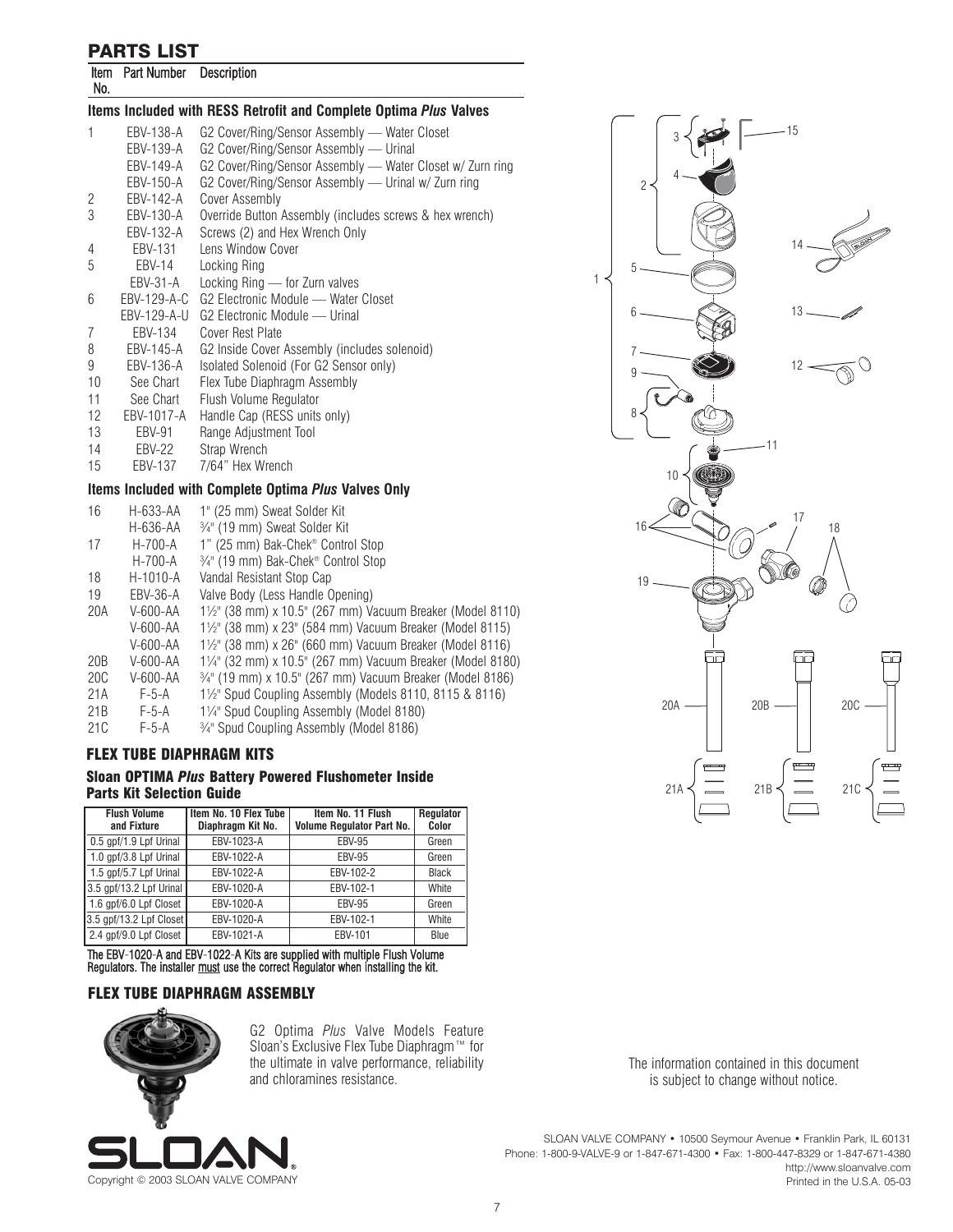## PARTS LIST

| Item No. | Part Number | Description |
|---|---|---|
| **Items Included with RESS Retrofit and Complete Optima *Plus* Valves** | | |
| 1 | EBV-138-A | G2 Cover/Ring/Sensor Assembly — Water Closet |
| | EBV-139-A | G2 Cover/Ring/Sensor Assembly — Urinal |
| | EBV-149-A | G2 Cover/Ring/Sensor Assembly — Water Closet w/ Zurn ring |
| | EBV-150-A | G2 Cover/Ring/Sensor Assembly — Urinal w/ Zurn ring |
| 2 | EBV-142-A | Cover Assembly |
| 3 | EBV-130-A | Override Button Assembly (includes screws & hex wrench) |
| | EBV-132-A | Screws (2) and Hex Wrench Only |
| 4 | EBV-131 | Lens Window Cover |
| 5 | EBV-14 | Locking Ring |
| | EBV-31-A | Locking Ring — for Zurn valves |
| 6 | EBV-129-A-C | G2 Electronic Module — Water Closet |
| | EBV-129-A-U | G2 Electronic Module — Urinal |
| 7 | EBV-134 | Cover Rest Plate |
| 8 | EBV-145-A | G2 Inside Cover Assembly (includes solenoid) |
| 9 | EBV-136-A | Isolated Solenoid (For G2 Sensor only) |
| 10 | See Chart | Flex Tube Diaphragm Assembly |
| 11 | See Chart | Flush Volume Regulator |
| 12 | EBV-1017-A | Handle Cap (RESS units only) |
| 13 | EBV-91 | Range Adjustment Tool |
| 14 | EBV-22 | Strap Wrench |
| 15 | EBV-137 | 7/64" Hex Wrench |
| **Items Included with Complete Optima *Plus* Valves Only** | | |
| 16 | H-633-AA | 1" (25 mm) Sweat Solder Kit |
| | H-636-AA | ¾" (19 mm) Sweat Solder Kit |
| 17 | H-700-A | 1" (25 mm) Bak-Chek® Control Stop |
| | H-700-A | ¾" (19 mm) Bak-Chek® Control Stop |
| 18 | H-1010-A | Vandal Resistant Stop Cap |
| 19 | EBV-36-A | Valve Body (Less Handle Opening) |
| 20A | V-600-AA | 1½" (38 mm) x 10.5" (267 mm) Vacuum Breaker (Model 8110) |
| | V-600-AA | 1½" (38 mm) x 23" (584 mm) Vacuum Breaker (Model 8115) |
| | V-600-AA | 1½" (38 mm) x 26" (660 mm) Vacuum Breaker (Model 8116) |
| 20B | V-600-AA | 1¼" (32 mm) x 10.5" (267 mm) Vacuum Breaker (Model 8180) |
| 20C | V-600-AA | ¾" (19 mm) x 10.5" (267 mm) Vacuum Breaker (Model 8186) |
| 21A | F-5-A | 1½" Spud Coupling Assembly (Models 8110, 8115 & 8116) |
| 21B | F-5-A | 1¼" Spud Coupling Assembly (Model 8180) |
| 21C | F-5-A | ¾" Spud Coupling Assembly (Model 8186) |

## FLEX TUBE DIAPHRAGM KITS

### Sloan OPTIMA *Plus* Battery Powered Flushometer Inside Parts Kit Selection Guide

| Flush Volume and Fixture | Item No. 10 Flex Tube Diaphragm Kit No. | Item No. 11 Flush Volume Regulator Part No. | Regulator Color |
|---|---|---|---|
| 0.5 gpf/1.9 Lpf Urinal | EBV-1023-A | EBV-95 | Green |
| 1.0 gpf/3.8 Lpf Urinal | EBV-1022-A | EBV-95 | Green |
| 1.5 gpf/5.7 Lpf Urinal | EBV-1022-A | EBV-102-2 | Black |
| 3.5 gpf/13.2 Lpf Urinal | EBV-1020-A | EBV-102-1 | White |
| 1.6 gpf/6.0 Lpf Closet | EBV-1020-A | EBV-95 | Green |
| 3.5 gpf/13.2 Lpf Closet | EBV-1020-A | EBV-102-1 | White |
| 2.4 gpf/9.0 Lpf Closet | EBV-1021-A | EBV-101 | Blue |

**The EBV-1020-A and EBV-1022-A Kits are supplied with multiple Flush Volume Regulators. The installer must use the correct Regulator when installing the kit.**

## FLEX TUBE DIAPHRAGM ASSEMBLY

G2 Optima *Plus* Valve Models Feature Sloan's Exclusive Flex Tube Diaphragm™ for the ultimate in valve performance, reliability and chloramines resistance.

The information contained in this document is subject to change without notice.

SLOAN

Copyright © 2003 SLOAN VALVE COMPANY

SLOAN VALVE COMPANY • 10500 Seymour Avenue • Franklin Park, IL 60131
Phone: 1-800-9-VALVE-9 or 1-847-671-4300 • Fax: 1-800-447-8329 or 1-847-671-4380
http://www.sloanvalve.com
Printed in the U.S.A. 05-03